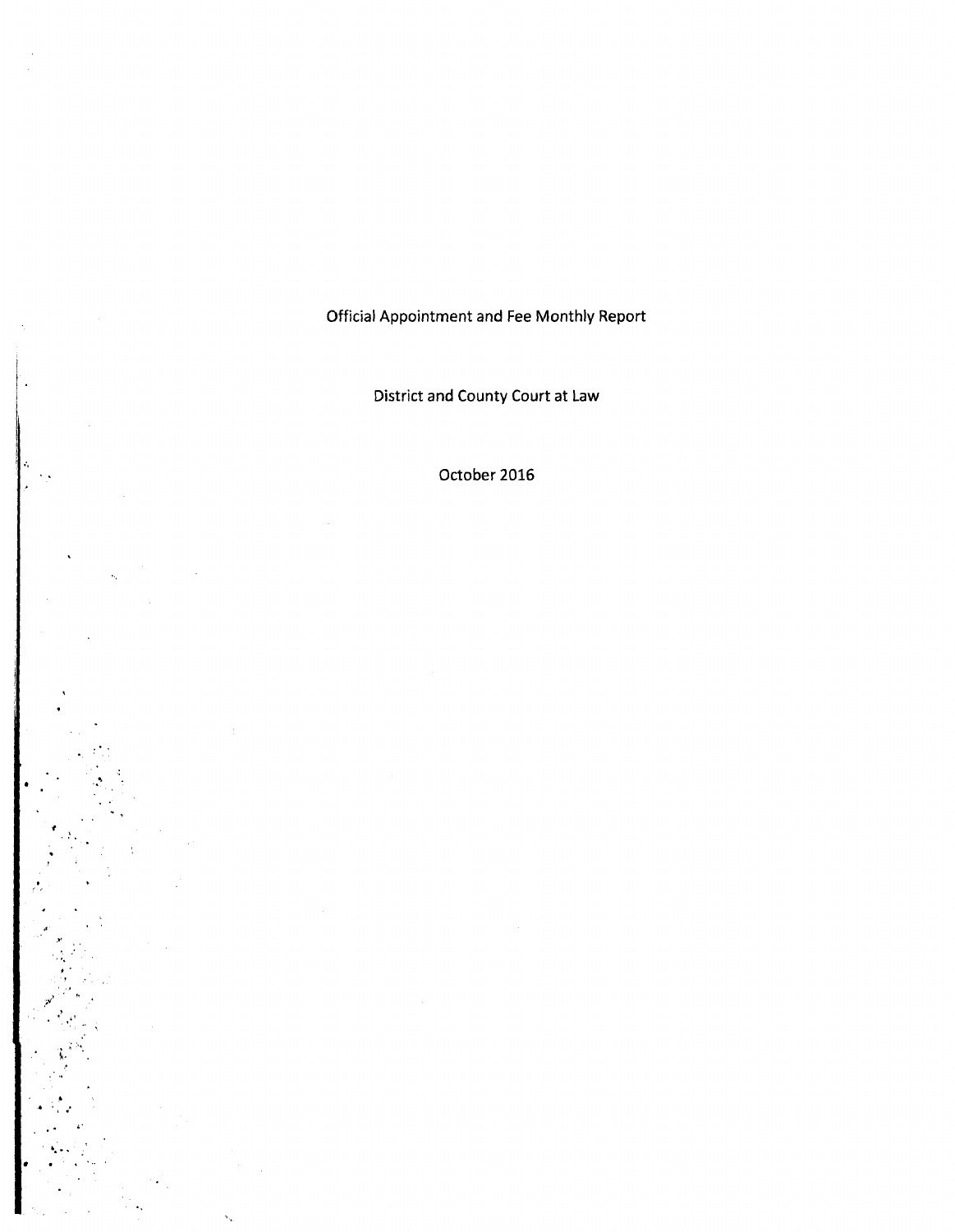# Official Appointment and Fee Monthly Report

## District and County Court at Law

## October 2016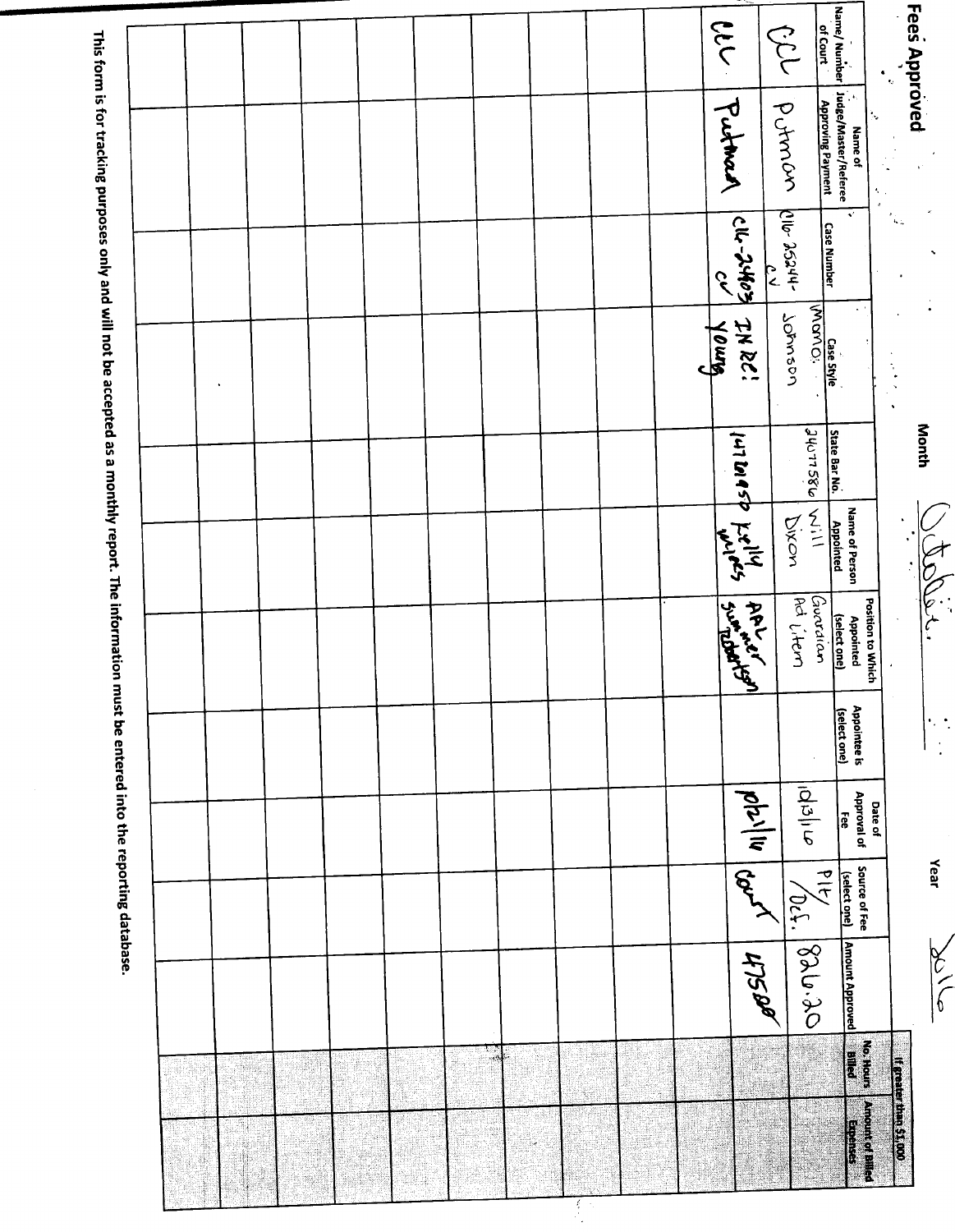# Fees Approved

Month: October  Year: 2016

| Name/Number of Court | Name of Judge/Master/Referee Approving Payment | Case Number | Case Style | State Bar No. | Name of Person Appointed | Position to Which Appointed (select one) | Appointee is (select one) | Date of Approval of Fee | Source of Fee (select one) | Amount Approved | If greater than $1,000 | |
|---|---|---|---|---|---|---|---|---|---|---|---|---|
| | | | | | | | | | | | No. Hours Billed | Amount of Billed Expenses |
| CCL | Putman | C16-25244-CV | Momo v. Johnson | 24077586 | Will Dixon | Guardian Ad Litem | | 10/3/16 | Plt/Def. | 826.20 | | |
| CCL | Putman | C16-24603-CV | IN RE: Young | 14701450 | Kelly Wiles | APL Summer Robertson | | 10/21/16 | Court | 475.00 | | |
| | | | | | | | | | | | | |
| | | | | | | | | | | | | |
| | | | | | | | | | | | | |
| | | | | | | | | | | | | |
| | | | | | | | | | | | | |
| | | | | | | | | | | | | |
| | | | | | | | | | | | | |

This form is for tracking purposes only and will not be accepted as a monthly report. The information must be entered into the reporting database.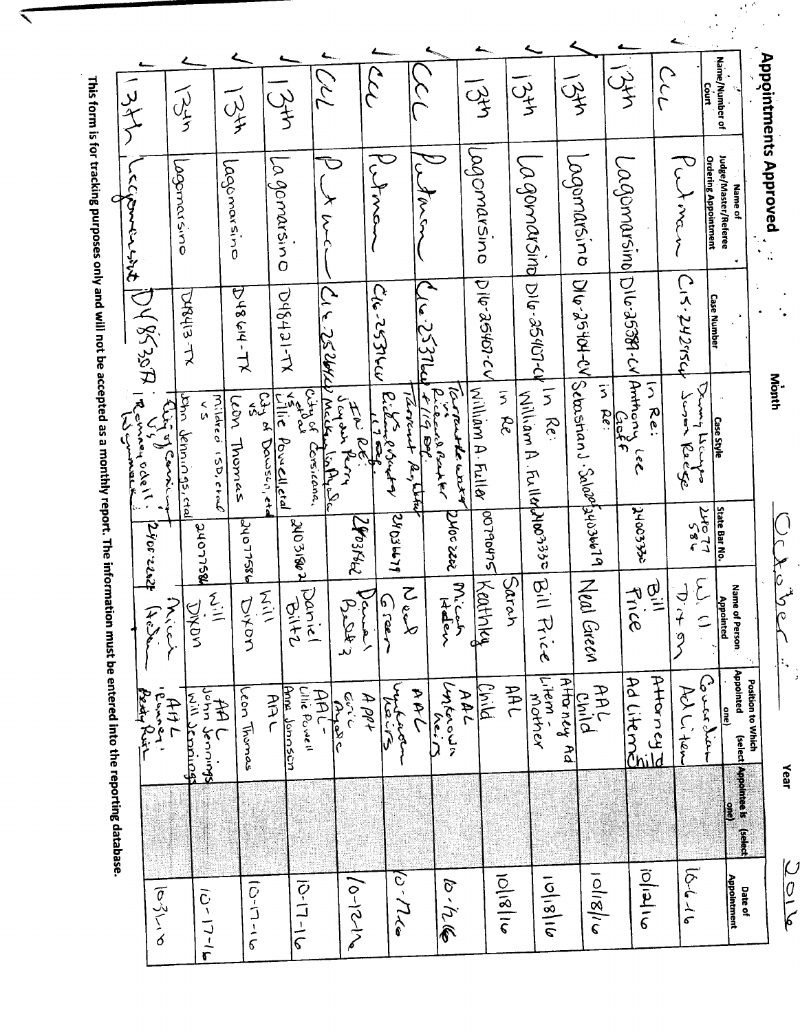# Appointments Approved

Month: October    Year: 2016

| Name/Number of Court | Name of Judge/Master/Referee Ordering Appointment | Case Number | Case Style | State Bar No. | Name of Person Appointed | Position to Which Appointed (select one) | Appointee is (select one) | Date of Appointment |
|---|---|---|---|---|---|---|---|---|
| CCL | Putman | C15-24215CV | Danny Hayes vs Susan Reese | 24077584 | Will Dixon | Guardian Ad Litem | | 10-6-16 |
| 13th | Lagomarsino | D16-25399-CV | In Re: Anthony Lee Goff | 24003330 | Bill Price | Attorney Ad Litem Child | | 10/12/16 |
| 13th | Lagomarsino | D16-25404-CV | In Re: Sebastian J. Salazar | 24036679 | Neal Green | AAL Child | | 10/18/16 |
| 13th | Lagomarsino | D16-25407-CV | In Re: William A. Fuller | 24003330 | Bill Price | Attorney Ad Litem - mother | | 10/18/16 |
| 13th | Lagomarsino | D16-25407-CV | In Re William A. Fuller | 00790475 | Sarah Keathley | AAL Child | | 10/18/16 |
| CCL | Putman | C16-25376CV | Tarrant Regional Water vs Richard Ruster & 119 Acres | 24002262 | Micah Holden | AAL Unknown heirs | | 10-12-16 |
| CCL | Putman | C16-25376CV | Tarrant Regional Water vs Richard & Sandra ... 1.7 acres | 24036679 | Neal Green | AAL unknown heirs | | 10-12-16 |
| CCL | Putman | C16-25376CV | In Re: Jayden Perry | 24037142 | Daniel Bolt(?) | A PPT Eric Amador(?) | | |
| CCL | Putman | C16-25386CV | City of Corsicana, et al vs Michael Lin Ayala(?) | 24031862 | Daniel Biltz | AAL - Lillie Powell, Anna Johnson | | 10-17-16 |
| 13th | Lagomarsino | D48421-TX | Lillie Powell, et al vs City of Dawson, et al | | | | | |
| 13th | Lagomarsino | D48414-TX | Leon Thomas vs Mildred ISD, et al | 24077584 | Will Dixon | AAL Leon Thomas | | 10-17-16 |
| 13th | Lagomarsino | D48413-TX | John Jennings, et al vs City of Corsicana | 24077584 | Will Dixon | AAL John Jennings, Will Jennings | | 10-17-16 |
| 13th | Lagomarsino | D48530TX | Remmey Odell Wynnmack(?) | 24002262 | Micah Holden | AAL Remmey, Betty Ruth | | 10-31-16 |

This form is for tracking purposes only and will not be accepted as a monthly report. The information must be entered into the reporting database.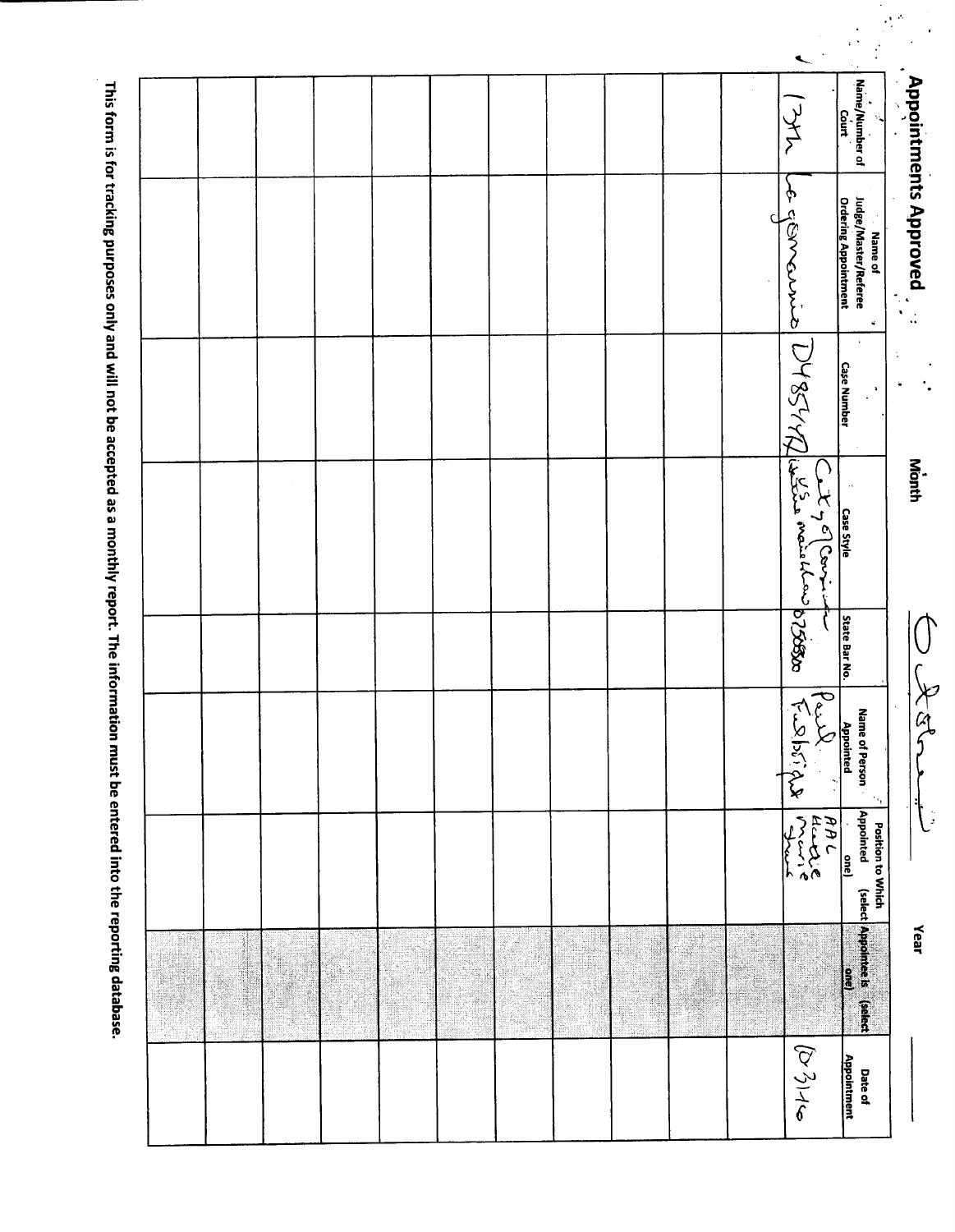## Appointments Approved

Month October Year ______

| Name/Number of Court | Name of Judge/Master/Referee Ordering Appointment | Case Number | Case Style | State Bar No. | Name of Person Appointed | Position to Which Appointed (select one) | Appointee is (select one) | Date of Appointment |
|---|---|---|---|---|---|---|---|---|
| 13th | Lo Giovannio | D485474 | Estate of Marie Warner (?) | 07508500 | Paul Fulbright | AAL Hattie Marie Jones | | 10 3 10 |
| | | | | | | | | |
| | | | | | | | | |
| | | | | | | | | |
| | | | | | | | | |
| | | | | | | | | |
| | | | | | | | | |
| | | | | | | | | |
| | | | | | | | | |
| | | | | | | | | |
| | | | | | | | | |
| | | | | | | | | |
| | | | | | | | | |
| | | | | | | | | |

This form is for tracking purposes only and will not be accepted as a monthly report. The information must be entered into the reporting database.